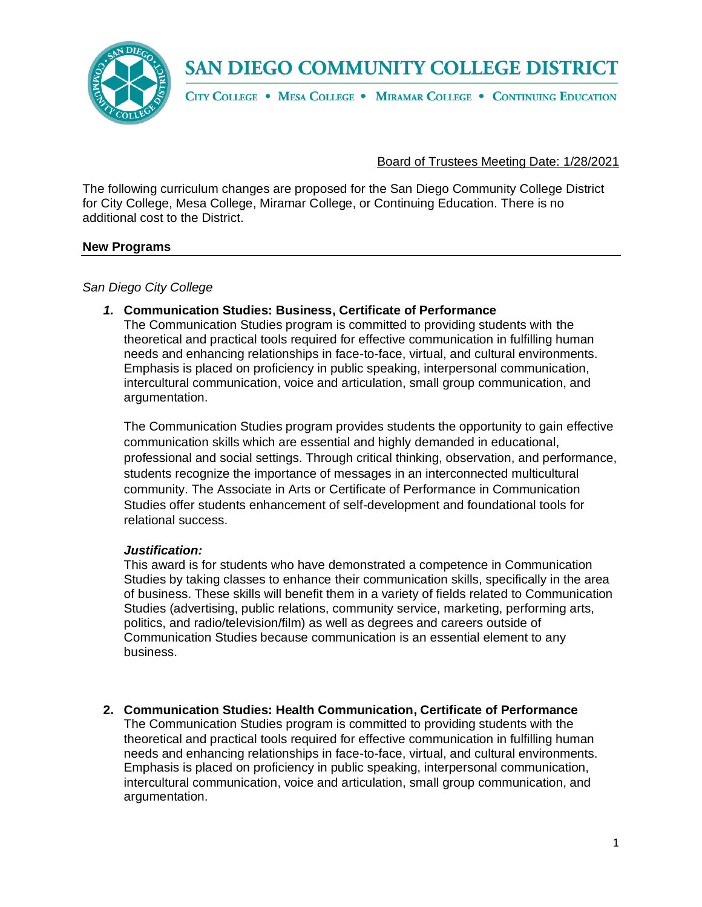# SAN DIEGO COMMUNITY COLLEGE DISTRICT

CITY COLLEGE • MESA COLLEGE • MIRAMAR COLLEGE • CONTINUING EDUCATION

Board of Trustees Meeting Date: 1/28/2021

The following curriculum changes are proposed for the San Diego Community College District for City College, Mesa College, Miramar College, or Continuing Education. There is no additional cost to the District.

## New Programs

*San Diego City College*

1. **Communication Studies: Business, Certificate of Performance**
   The Communication Studies program is committed to providing students with the theoretical and practical tools required for effective communication in fulfilling human needs and enhancing relationships in face-to-face, virtual, and cultural environments. Emphasis is placed on proficiency in public speaking, interpersonal communication, intercultural communication, voice and articulation, small group communication, and argumentation.

   The Communication Studies program provides students the opportunity to gain effective communication skills which are essential and highly demanded in educational, professional and social settings. Through critical thinking, observation, and performance, students recognize the importance of messages in an interconnected multicultural community. The Associate in Arts or Certificate of Performance in Communication Studies offer students enhancement of self-development and foundational tools for relational success.

   ***Justification:***
   This award is for students who have demonstrated a competence in Communication Studies by taking classes to enhance their communication skills, specifically in the area of business. These skills will benefit them in a variety of fields related to Communication Studies (advertising, public relations, community service, marketing, performing arts, politics, and radio/television/film) as well as degrees and careers outside of Communication Studies because communication is an essential element to any business.

2. **Communication Studies: Health Communication, Certificate of Performance**
   The Communication Studies program is committed to providing students with the theoretical and practical tools required for effective communication in fulfilling human needs and enhancing relationships in face-to-face, virtual, and cultural environments. Emphasis is placed on proficiency in public speaking, interpersonal communication, intercultural communication, voice and articulation, small group communication, and argumentation.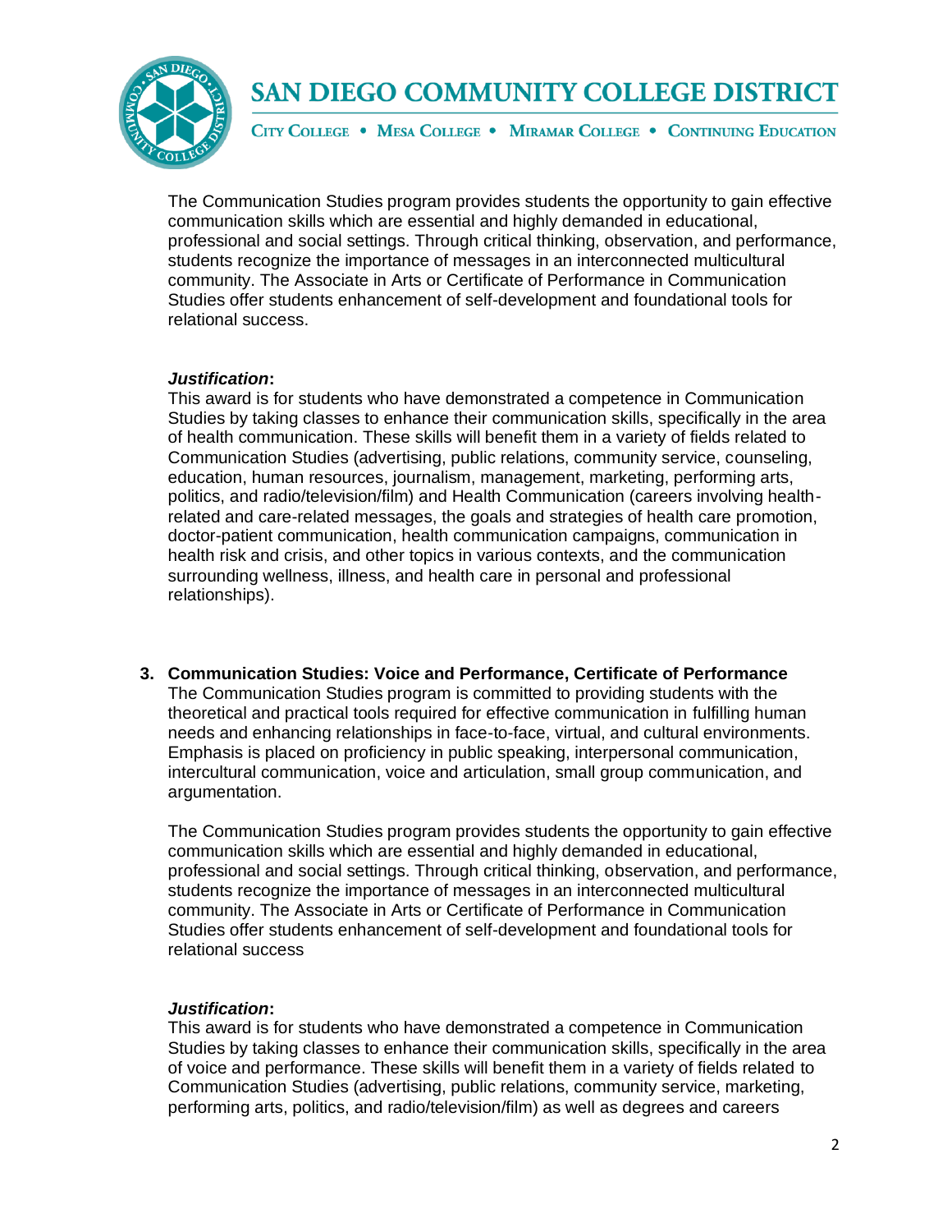The Communication Studies program provides students the opportunity to gain effective communication skills which are essential and highly demanded in educational, professional and social settings. Through critical thinking, observation, and performance, students recognize the importance of messages in an interconnected multicultural community. The Associate in Arts or Certificate of Performance in Communication Studies offer students enhancement of self-development and foundational tools for relational success.

***Justification*:**
This award is for students who have demonstrated a competence in Communication Studies by taking classes to enhance their communication skills, specifically in the area of health communication. These skills will benefit them in a variety of fields related to Communication Studies (advertising, public relations, community service, counseling, education, human resources, journalism, management, marketing, performing arts, politics, and radio/television/film) and Health Communication (careers involving health-related and care-related messages, the goals and strategies of health care promotion, doctor-patient communication, health communication campaigns, communication in health risk and crisis, and other topics in various contexts, and the communication surrounding wellness, illness, and health care in personal and professional relationships).

3. **Communication Studies: Voice and Performance, Certificate of Performance**
The Communication Studies program is committed to providing students with the theoretical and practical tools required for effective communication in fulfilling human needs and enhancing relationships in face-to-face, virtual, and cultural environments. Emphasis is placed on proficiency in public speaking, interpersonal communication, intercultural communication, voice and articulation, small group communication, and argumentation.

The Communication Studies program provides students the opportunity to gain effective communication skills which are essential and highly demanded in educational, professional and social settings. Through critical thinking, observation, and performance, students recognize the importance of messages in an interconnected multicultural community. The Associate in Arts or Certificate of Performance in Communication Studies offer students enhancement of self-development and foundational tools for relational success

***Justification*:**
This award is for students who have demonstrated a competence in Communication Studies by taking classes to enhance their communication skills, specifically in the area of voice and performance. These skills will benefit them in a variety of fields related to Communication Studies (advertising, public relations, community service, marketing, performing arts, politics, and radio/television/film) as well as degrees and careers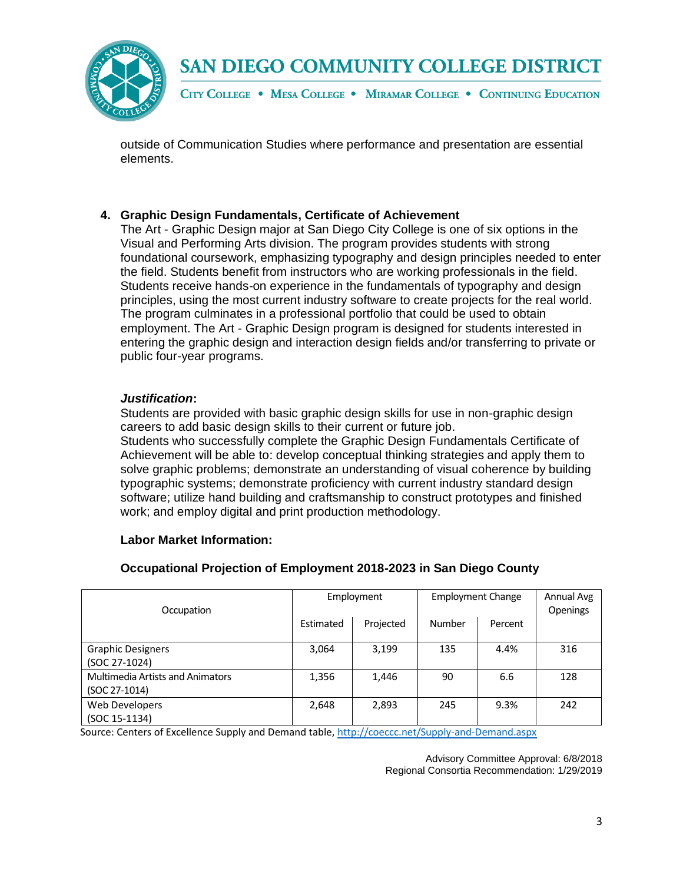outside of Communication Studies where performance and presentation are essential elements.

4. **Graphic Design Fundamentals, Certificate of Achievement**

The Art - Graphic Design major at San Diego City College is one of six options in the Visual and Performing Arts division. The program provides students with strong foundational coursework, emphasizing typography and design principles needed to enter the field. Students benefit from instructors who are working professionals in the field. Students receive hands-on experience in the fundamentals of typography and design principles, using the most current industry software to create projects for the real world. The program culminates in a professional portfolio that could be used to obtain employment. The Art - Graphic Design program is designed for students interested in entering the graphic design and interaction design fields and/or transferring to private or public four-year programs.

***Justification*:**

Students are provided with basic graphic design skills for use in non-graphic design careers to add basic design skills to their current or future job.

Students who successfully complete the Graphic Design Fundamentals Certificate of Achievement will be able to: develop conceptual thinking strategies and apply them to solve graphic problems; demonstrate an understanding of visual coherence by building typographic systems; demonstrate proficiency with current industry standard design software; utilize hand building and craftsmanship to construct prototypes and finished work; and employ digital and print production methodology.

**Labor Market Information:**

**Occupational Projection of Employment 2018-2023 in San Diego County**

| Occupation | Employment | | Employment Change | | Annual Avg Openings |
|---|---|---|---|---|---|
| | Estimated | Projected | Number | Percent | |
| Graphic Designers (SOC 27-1024) | 3,064 | 3,199 | 135 | 4.4% | 316 |
| Multimedia Artists and Animators (SOC 27-1014) | 1,356 | 1,446 | 90 | 6.6 | 128 |
| Web Developers (SOC 15-1134) | 2,648 | 2,893 | 245 | 9.3% | 242 |

Source: Centers of Excellence Supply and Demand table, http://coeccc.net/Supply-and-Demand.aspx

Advisory Committee Approval: 6/8/2018
Regional Consortia Recommendation: 1/29/2019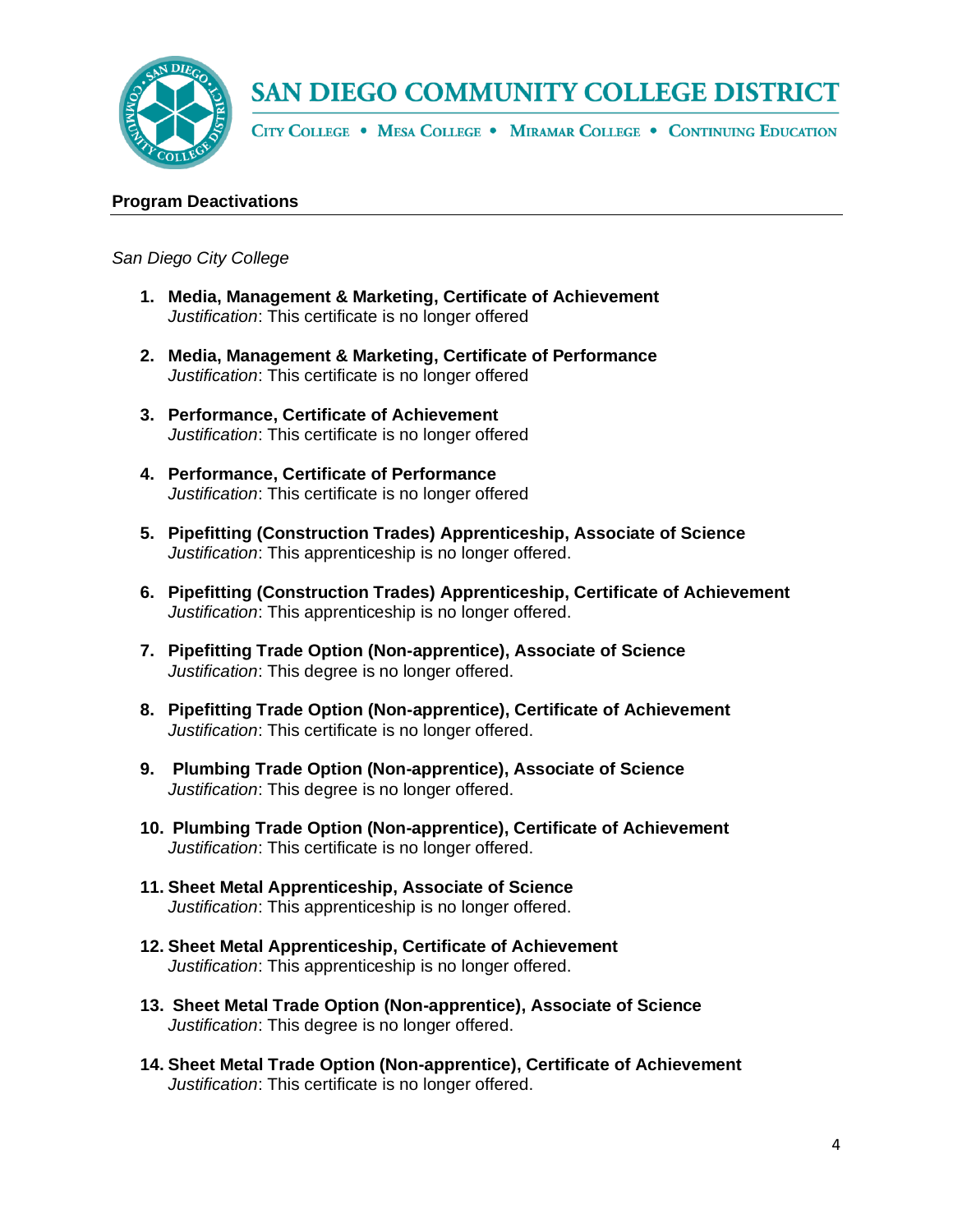SAN DIEGO COMMUNITY COLLEGE DISTRICT

CITY COLLEGE • MESA COLLEGE • MIRAMAR COLLEGE • CONTINUING EDUCATION

## Program Deactivations

*San Diego City College*

1. **Media, Management & Marketing, Certificate of Achievement**
   *Justification*: This certificate is no longer offered

2. **Media, Management & Marketing, Certificate of Performance**
   *Justification*: This certificate is no longer offered

3. **Performance, Certificate of Achievement**
   *Justification*: This certificate is no longer offered

4. **Performance, Certificate of Performance**
   *Justification*: This certificate is no longer offered

5. **Pipefitting (Construction Trades) Apprenticeship, Associate of Science**
   *Justification*: This apprenticeship is no longer offered.

6. **Pipefitting (Construction Trades) Apprenticeship, Certificate of Achievement**
   *Justification*: This apprenticeship is no longer offered.

7. **Pipefitting Trade Option (Non-apprentice), Associate of Science**
   *Justification*: This degree is no longer offered.

8. **Pipefitting Trade Option (Non-apprentice), Certificate of Achievement**
   *Justification*: This certificate is no longer offered.

9. **Plumbing Trade Option (Non-apprentice), Associate of Science**
   *Justification*: This degree is no longer offered.

10. **Plumbing Trade Option (Non-apprentice), Certificate of Achievement**
    *Justification*: This certificate is no longer offered.

11. **Sheet Metal Apprenticeship, Associate of Science**
    *Justification*: This apprenticeship is no longer offered.

12. **Sheet Metal Apprenticeship, Certificate of Achievement**
    *Justification*: This apprenticeship is no longer offered.

13. **Sheet Metal Trade Option (Non-apprentice), Associate of Science**
    *Justification*: This degree is no longer offered.

14. **Sheet Metal Trade Option (Non-apprentice), Certificate of Achievement**
    *Justification*: This certificate is no longer offered.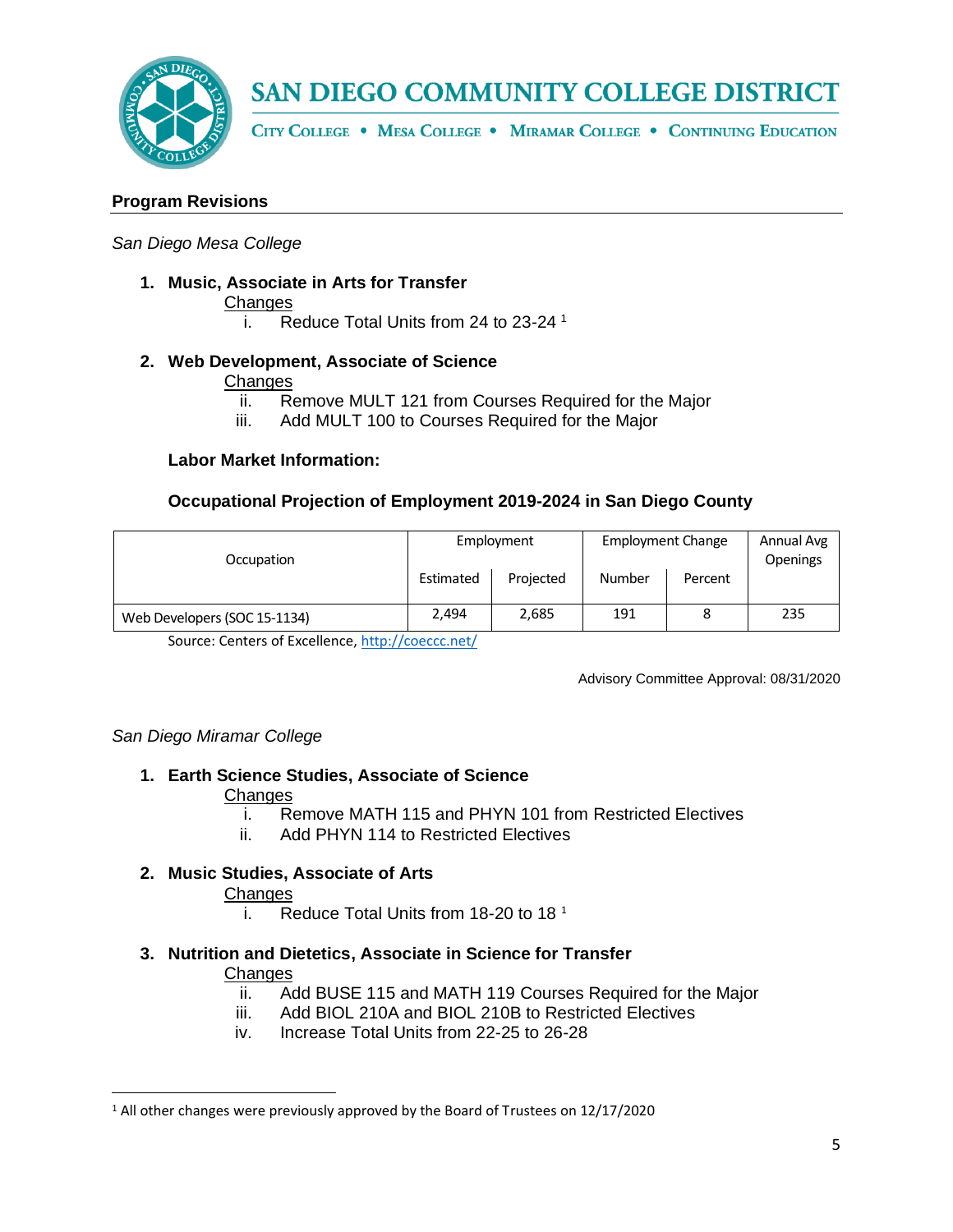## Program Revisions

*San Diego Mesa College*

1. **Music, Associate in Arts for Transfer**

   Changes

   i. Reduce Total Units from 24 to 23-24 [1]

2. **Web Development, Associate of Science**

   Changes

   ii. Remove MULT 121 from Courses Required for the Major

   iii. Add MULT 100 to Courses Required for the Major

   **Labor Market Information:**

   **Occupational Projection of Employment 2019-2024 in San Diego County**

| Occupation | Employment | | Employment Change | | Annual Avg Openings |
|---|---|---|---|---|---|
| | Estimated | Projected | Number | Percent | |
| Web Developers (SOC 15-1134) | 2,494 | 2,685 | 191 | 8 | 235 |

Source: Centers of Excellence, http://coeccc.net/

Advisory Committee Approval: 08/31/2020

*San Diego Miramar College*

1. **Earth Science Studies, Associate of Science**

   Changes

   i. Remove MATH 115 and PHYN 101 from Restricted Electives

   ii. Add PHYN 114 to Restricted Electives

2. **Music Studies, Associate of Arts**

   Changes

   i. Reduce Total Units from 18-20 to 18 [1]

3. **Nutrition and Dietetics, Associate in Science for Transfer**

   Changes

   ii. Add BUSE 115 and MATH 119 Courses Required for the Major

   iii. Add BIOL 210A and BIOL 210B to Restricted Electives

   iv. Increase Total Units from 22-25 to 26-28

[1] All other changes were previously approved by the Board of Trustees on 12/17/2020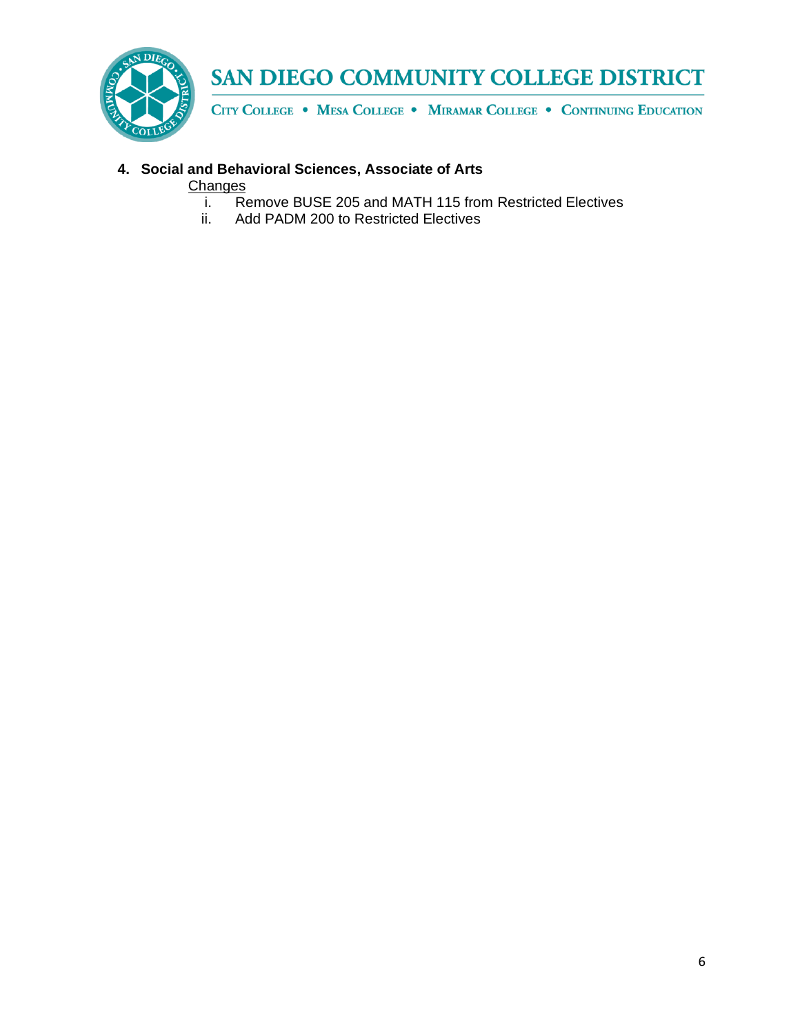**4. Social and Behavioral Sciences, Associate of Arts**

Changes

i. Remove BUSE 205 and MATH 115 from Restricted Electives

ii. Add PADM 200 to Restricted Electives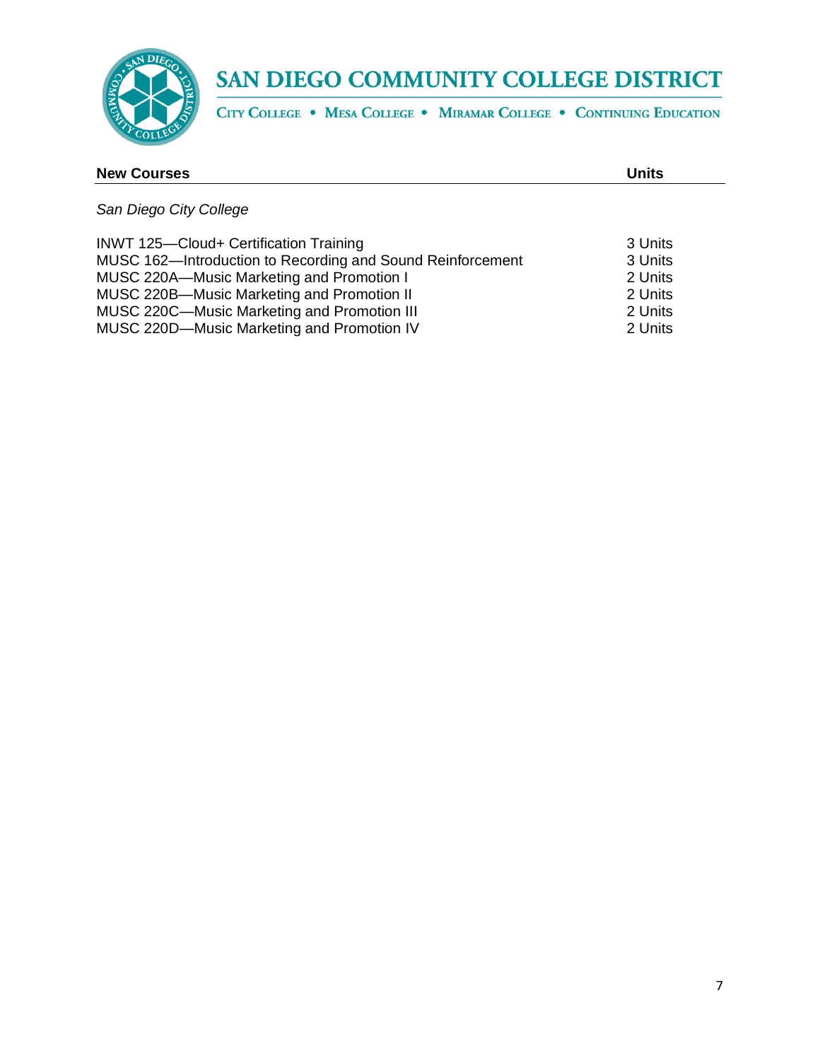| New Courses | Units |
|---|---|
| *San Diego City College* | |
| INWT 125—Cloud+ Certification Training | 3 Units |
| MUSC 162—Introduction to Recording and Sound Reinforcement | 3 Units |
| MUSC 220A—Music Marketing and Promotion I | 2 Units |
| MUSC 220B—Music Marketing and Promotion II | 2 Units |
| MUSC 220C—Music Marketing and Promotion III | 2 Units |
| MUSC 220D—Music Marketing and Promotion IV | 2 Units |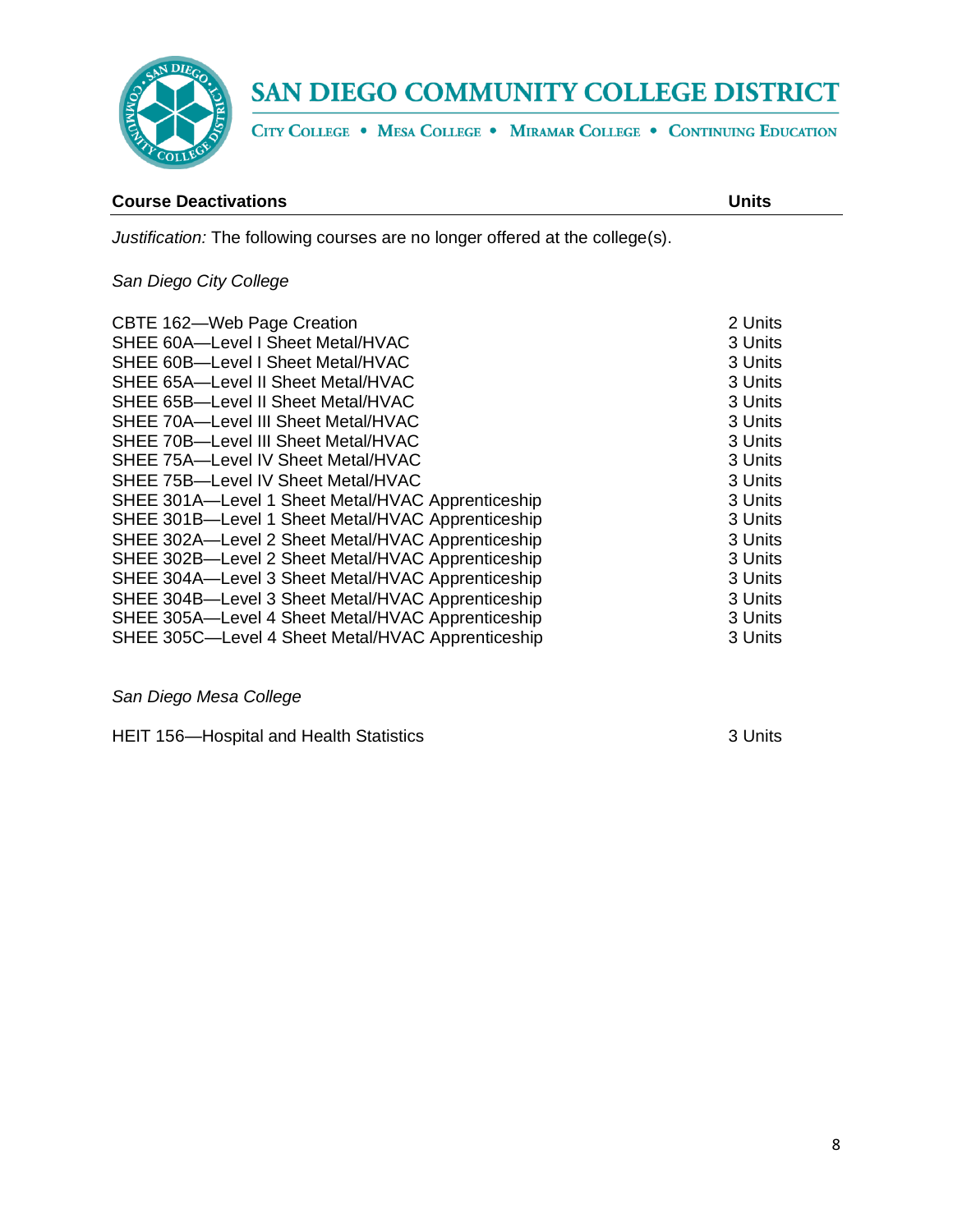SAN DIEGO COMMUNITY COLLEGE DISTRICT

CITY COLLEGE • MESA COLLEGE • MIRAMAR COLLEGE • CONTINUING EDUCATION

| **Course Deactivations** | **Units** |
|---|---|

*Justification:* The following courses are no longer offered at the college(s).

*San Diego City College*

| Course | Units |
|---|---|
| CBTE 162—Web Page Creation | 2 Units |
| SHEE 60A—Level I Sheet Metal/HVAC | 3 Units |
| SHEE 60B—Level I Sheet Metal/HVAC | 3 Units |
| SHEE 65A—Level II Sheet Metal/HVAC | 3 Units |
| SHEE 65B—Level II Sheet Metal/HVAC | 3 Units |
| SHEE 70A—Level III Sheet Metal/HVAC | 3 Units |
| SHEE 70B—Level III Sheet Metal/HVAC | 3 Units |
| SHEE 75A—Level IV Sheet Metal/HVAC | 3 Units |
| SHEE 75B—Level IV Sheet Metal/HVAC | 3 Units |
| SHEE 301A—Level 1 Sheet Metal/HVAC Apprenticeship | 3 Units |
| SHEE 301B—Level 1 Sheet Metal/HVAC Apprenticeship | 3 Units |
| SHEE 302A—Level 2 Sheet Metal/HVAC Apprenticeship | 3 Units |
| SHEE 302B—Level 2 Sheet Metal/HVAC Apprenticeship | 3 Units |
| SHEE 304A—Level 3 Sheet Metal/HVAC Apprenticeship | 3 Units |
| SHEE 304B—Level 3 Sheet Metal/HVAC Apprenticeship | 3 Units |
| SHEE 305A—Level 4 Sheet Metal/HVAC Apprenticeship | 3 Units |
| SHEE 305C—Level 4 Sheet Metal/HVAC Apprenticeship | 3 Units |

*San Diego Mesa College*

| Course | Units |
|---|---|
| HEIT 156—Hospital and Health Statistics | 3 Units |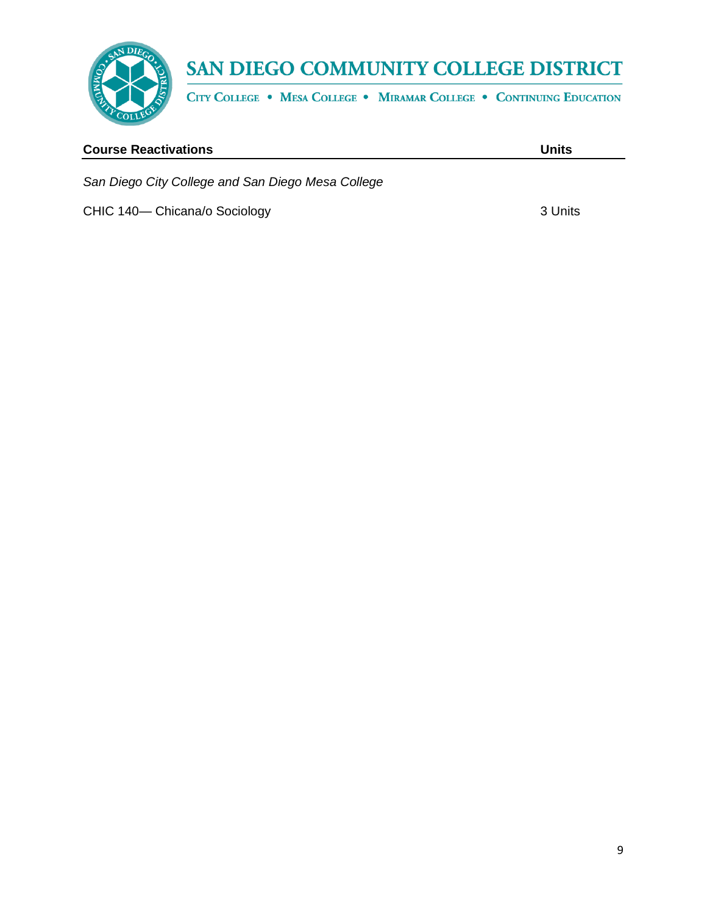| **Course Reactivations** | **Units** |
| --- | --- |
| *San Diego City College and San Diego Mesa College* | |
| CHIC 140— Chicana/o Sociology | 3 Units |